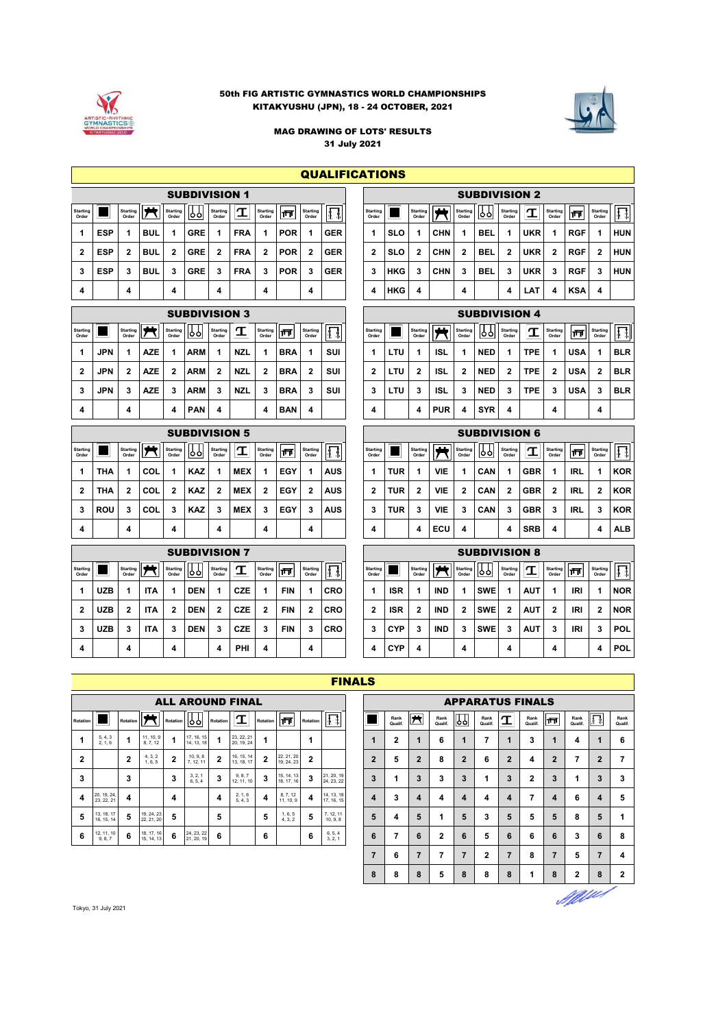# 50th FIG ARTISTIC GYMNASTICS WORLD CHAMPIONSHIPS

## KITAKYUSHU (JPN), 18 - 24 OCTOBER, 2021

### MAG DRAWING OF LOTS' RESULTS

31 July 2021

## QUALIFICATIONS

### SUBDIVISION 1

| Starting Order | FX | Starting Order | PH | Starting Order | SR | Starting Order | VT | Starting Order | PB | Starting Order | HB |
|---|---|---|---|---|---|---|---|---|---|---|---|
| 1 | ESP | 1 | BUL | 1 | GRE | 1 | FRA | 1 | POR | 1 | GER |
| 2 | ESP | 2 | BUL | 2 | GRE | 2 | FRA | 2 | POR | 2 | GER |
| 3 | ESP | 3 | BUL | 3 | GRE | 3 | FRA | 3 | POR | 3 | GER |
| 4 | | 4 | | 4 | | 4 | | 4 | | 4 | |

### SUBDIVISION 2

| Starting Order | FX | Starting Order | PH | Starting Order | SR | Starting Order | VT | Starting Order | PB | Starting Order | HB |
|---|---|---|---|---|---|---|---|---|---|---|---|
| 1 | SLO | 1 | CHN | 1 | BEL | 1 | UKR | 1 | RGF | 1 | HUN |
| 2 | SLO | 2 | CHN | 2 | BEL | 2 | UKR | 2 | RGF | 2 | HUN |
| 3 | HKG | 3 | CHN | 3 | BEL | 3 | UKR | 3 | RGF | 3 | HUN |
| 4 | HKG | 4 | | 4 | | 4 | LAT | 4 | KSA | 4 | |

### SUBDIVISION 3

| Starting Order | FX | Starting Order | PH | Starting Order | SR | Starting Order | VT | Starting Order | PB | Starting Order | HB |
|---|---|---|---|---|---|---|---|---|---|---|---|
| 1 | JPN | 1 | AZE | 1 | ARM | 1 | NZL | 1 | BRA | 1 | SUI |
| 2 | JPN | 2 | AZE | 2 | ARM | 2 | NZL | 2 | BRA | 2 | SUI |
| 3 | JPN | 3 | AZE | 3 | ARM | 3 | NZL | 3 | BRA | 3 | SUI |
| 4 | | 4 | | 4 | PAN | 4 | | 4 | BAN | 4 | |

### SUBDIVISION 4

| Starting Order | FX | Starting Order | PH | Starting Order | SR | Starting Order | VT | Starting Order | PB | Starting Order | HB |
|---|---|---|---|---|---|---|---|---|---|---|---|
| 1 | LTU | 1 | ISL | 1 | NED | 1 | TPE | 1 | USA | 1 | BLR |
| 2 | LTU | 2 | ISL | 2 | NED | 2 | TPE | 2 | USA | 2 | BLR |
| 3 | LTU | 3 | ISL | 3 | NED | 3 | TPE | 3 | USA | 3 | BLR |
| 4 | | 4 | PUR | 4 | SYR | 4 | | 4 | | 4 | |

### SUBDIVISION 5

| Starting Order | FX | Starting Order | PH | Starting Order | SR | Starting Order | VT | Starting Order | PB | Starting Order | HB |
|---|---|---|---|---|---|---|---|---|---|---|---|
| 1 | THA | 1 | COL | 1 | KAZ | 1 | MEX | 1 | EGY | 1 | AUS |
| 2 | THA | 2 | COL | 2 | KAZ | 2 | MEX | 2 | EGY | 2 | AUS |
| 3 | ROU | 3 | COL | 3 | KAZ | 3 | MEX | 3 | EGY | 3 | AUS |
| 4 | | 4 | | 4 | | 4 | | 4 | | 4 | |

### SUBDIVISION 6

| Starting Order | FX | Starting Order | PH | Starting Order | SR | Starting Order | VT | Starting Order | PB | Starting Order | HB |
|---|---|---|---|---|---|---|---|---|---|---|---|
| 1 | TUR | 1 | VIE | 1 | CAN | 1 | GBR | 1 | IRL | 1 | KOR |
| 2 | TUR | 2 | VIE | 2 | CAN | 2 | GBR | 2 | IRL | 2 | KOR |
| 3 | TUR | 3 | VIE | 3 | CAN | 3 | GBR | 3 | IRL | 3 | KOR |
| 4 | | 4 | ECU | 4 | | 4 | SRB | 4 | | 4 | ALB |

### SUBDIVISION 7

| Starting Order | FX | Starting Order | PH | Starting Order | SR | Starting Order | VT | Starting Order | PB | Starting Order | HB |
|---|---|---|---|---|---|---|---|---|---|---|---|
| 1 | UZB | 1 | ITA | 1 | DEN | 1 | CZE | 1 | FIN | 1 | CRO |
| 2 | UZB | 2 | ITA | 2 | DEN | 2 | CZE | 2 | FIN | 2 | CRO |
| 3 | UZB | 3 | ITA | 3 | DEN | 3 | CZE | 3 | FIN | 3 | CRO |
| 4 | | 4 | | 4 | | 4 | PHI | 4 | | 4 | |

### SUBDIVISION 8

| Starting Order | FX | Starting Order | PH | Starting Order | SR | Starting Order | VT | Starting Order | PB | Starting Order | HB |
|---|---|---|---|---|---|---|---|---|---|---|---|
| 1 | ISR | 1 | IND | 1 | SWE | 1 | AUT | 1 | IRI | 1 | NOR |
| 2 | ISR | 2 | IND | 2 | SWE | 2 | AUT | 2 | IRI | 2 | NOR |
| 3 | CYP | 3 | IND | 3 | SWE | 3 | AUT | 3 | IRI | 3 | POL |
| 4 | CYP | 4 | | 4 | | 4 | | 4 | | 4 | POL |

## FINALS

### ALL AROUND FINAL

| Rotation | FX | Rotation | PH | Rotation | SR | Rotation | VT | Rotation | PB | Rotation | HB |
|---|---|---|---|---|---|---|---|---|---|---|---|
| 1 | 5, 4, 3 2, 1, 6 | 1 | 11, 10, 9 8, 7, 12 | 1 | 17, 16, 15 14, 13, 18 | 1 | 23, 22, 21 20, 19, 24 | 1 | | 1 | |
| 2 | | 2 | 4, 3, 2 1, 6, 5 | 2 | 10, 9, 8 7, 12, 11 | 2 | 16, 15, 14 13, 18, 17 | 2 | 22, 21, 20 19, 24, 23 | 2 | |
| 3 | | 3 | | 3 | 3, 2, 1 6, 5, 4 | 3 | 9, 8, 7 12, 11, 10 | 3 | 15, 14, 13 18, 17, 16 | 3 | 21, 20, 19 24, 23, 22 |
| 4 | 20, 19, 24 23, 22, 21 | 4 | | 4 | | 4 | 2, 1, 6 5, 4, 3 | 4 | 8, 7, 12 11, 10, 9 | 4 | 14, 13, 18 17, 16, 15 |
| 5 | 13, 18, 17 16, 15, 14 | 5 | 19, 24, 23 22, 21, 20 | 5 | | 5 | | 5 | 1, 6, 5 4, 3, 2 | 5 | 7, 12, 11 10, 9, 8 |
| 6 | 12, 11, 10 9, 8, 7 | 6 | 18, 17, 16 15, 14, 13 | 6 | 24, 23, 22 21, 20, 19 | 6 | | 6 | | 6 | 6, 5, 4 3, 2, 1 |

### APPARATUS FINALS

| FX | Rank Qualif. | PH | Rank Qualif. | SR | Rank Qualif. | VT | Rank Qualif. | PB | Rank Qualif. | HB | Rank Qualif. |
|---|---|---|---|---|---|---|---|---|---|---|---|
| 1 | 2 | 1 | 6 | 1 | 7 | 1 | 3 | 1 | 4 | 1 | 6 |
| 2 | 5 | 2 | 8 | 2 | 6 | 2 | 4 | 2 | 7 | 2 | 7 |
| 3 | 1 | 3 | 3 | 3 | 1 | 3 | 2 | 3 | 1 | 3 | 3 |
| 4 | 3 | 4 | 4 | 4 | 4 | 4 | 7 | 4 | 6 | 4 | 5 |
| 5 | 4 | 5 | 1 | 5 | 3 | 5 | 5 | 5 | 8 | 5 | 1 |
| 6 | 7 | 6 | 2 | 6 | 5 | 6 | 6 | 6 | 3 | 6 | 8 |
| 7 | 6 | 7 | 7 | 7 | 2 | 7 | 8 | 7 | 5 | 7 | 4 |
| 8 | 8 | 8 | 5 | 8 | 8 | 8 | 1 | 8 | 2 | 8 | 2 |

Tokyo, 31 July 2021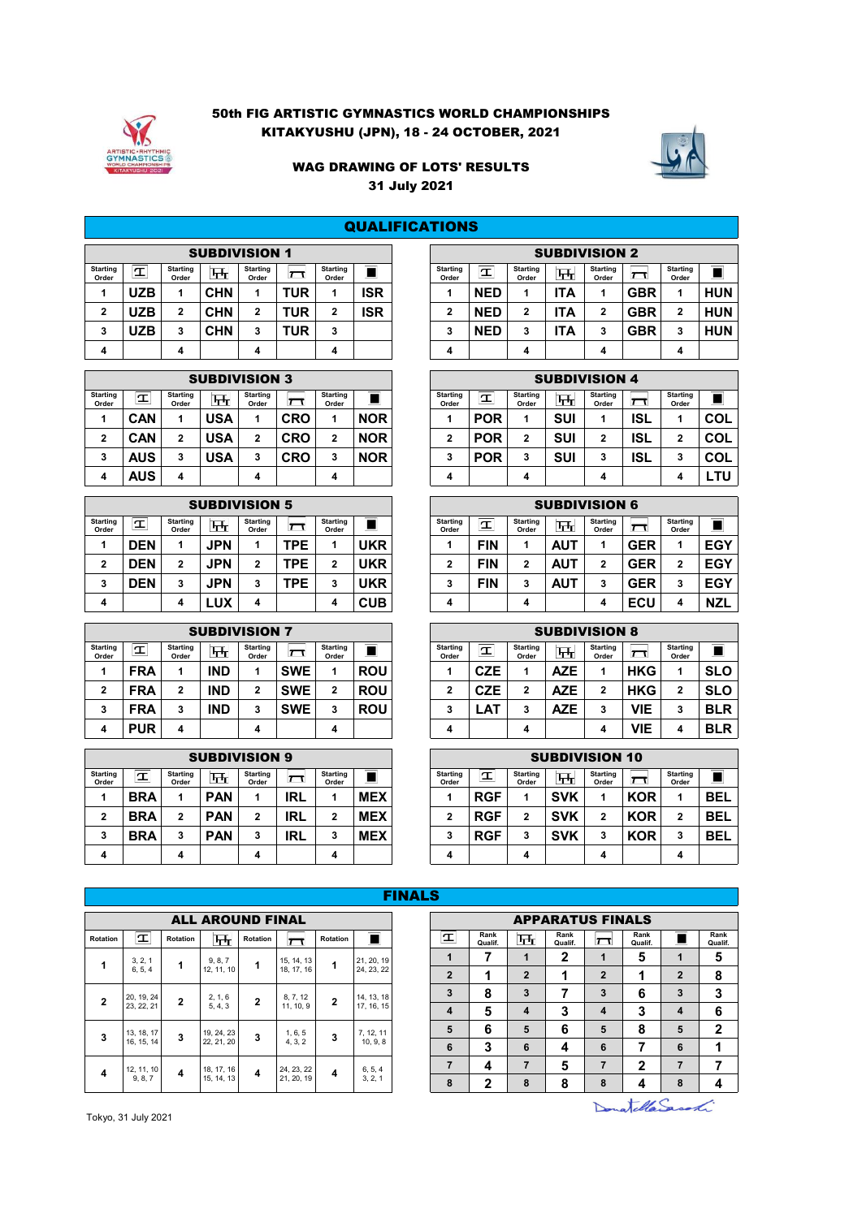# 50th FIG ARTISTIC GYMNASTICS WORLD CHAMPIONSHIPS
## KITAKYUSHU (JPN), 18 - 24 OCTOBER, 2021

### WAG DRAWING OF LOTS' RESULTS
### 31 July 2021

## QUALIFICATIONS

### SUBDIVISION 1

| Starting Order | Vault | Starting Order | Uneven Bars | Starting Order | Beam | Starting Order | Floor |
|---|---|---|---|---|---|---|---|
| 1 | UZB | 1 | CHN | 1 | TUR | 1 | ISR |
| 2 | UZB | 2 | CHN | 2 | TUR | 2 | ISR |
| 3 | UZB | 3 | CHN | 3 | TUR | 3 | |
| 4 | | 4 | | 4 | | 4 | |

### SUBDIVISION 2

| Starting Order | Vault | Starting Order | Uneven Bars | Starting Order | Beam | Starting Order | Floor |
|---|---|---|---|---|---|---|---|
| 1 | NED | 1 | ITA | 1 | GBR | 1 | HUN |
| 2 | NED | 2 | ITA | 2 | GBR | 2 | HUN |
| 3 | NED | 3 | ITA | 3 | GBR | 3 | HUN |
| 4 | | 4 | | 4 | | 4 | |

### SUBDIVISION 3

| Starting Order | Vault | Starting Order | Uneven Bars | Starting Order | Beam | Starting Order | Floor |
|---|---|---|---|---|---|---|---|
| 1 | CAN | 1 | USA | 1 | CRO | 1 | NOR |
| 2 | CAN | 2 | USA | 2 | CRO | 2 | NOR |
| 3 | AUS | 3 | USA | 3 | CRO | 3 | NOR |
| 4 | AUS | 4 | | 4 | | 4 | |

### SUBDIVISION 4

| Starting Order | Vault | Starting Order | Uneven Bars | Starting Order | Beam | Starting Order | Floor |
|---|---|---|---|---|---|---|---|
| 1 | POR | 1 | SUI | 1 | ISL | 1 | COL |
| 2 | POR | 2 | SUI | 2 | ISL | 2 | COL |
| 3 | POR | 3 | SUI | 3 | ISL | 3 | COL |
| 4 | | 4 | | 4 | | 4 | LTU |

### SUBDIVISION 5

| Starting Order | Vault | Starting Order | Uneven Bars | Starting Order | Beam | Starting Order | Floor |
|---|---|---|---|---|---|---|---|
| 1 | DEN | 1 | JPN | 1 | TPE | 1 | UKR |
| 2 | DEN | 2 | JPN | 2 | TPE | 2 | UKR |
| 3 | DEN | 3 | JPN | 3 | TPE | 3 | UKR |
| 4 | | 4 | LUX | 4 | | 4 | CUB |

### SUBDIVISION 6

| Starting Order | Vault | Starting Order | Uneven Bars | Starting Order | Beam | Starting Order | Floor |
|---|---|---|---|---|---|---|---|
| 1 | FIN | 1 | AUT | 1 | GER | 1 | EGY |
| 2 | FIN | 2 | AUT | 2 | GER | 2 | EGY |
| 3 | FIN | 3 | AUT | 3 | GER | 3 | EGY |
| 4 | | 4 | | 4 | ECU | 4 | NZL |

### SUBDIVISION 7

| Starting Order | Vault | Starting Order | Uneven Bars | Starting Order | Beam | Starting Order | Floor |
|---|---|---|---|---|---|---|---|
| 1 | FRA | 1 | IND | 1 | SWE | 1 | ROU |
| 2 | FRA | 2 | IND | 2 | SWE | 2 | ROU |
| 3 | FRA | 3 | IND | 3 | SWE | 3 | ROU |
| 4 | PUR | 4 | | 4 | | 4 | |

### SUBDIVISION 8

| Starting Order | Vault | Starting Order | Uneven Bars | Starting Order | Beam | Starting Order | Floor |
|---|---|---|---|---|---|---|---|
| 1 | CZE | 1 | AZE | 1 | HKG | 1 | SLO |
| 2 | CZE | 2 | AZE | 2 | HKG | 2 | SLO |
| 3 | LAT | 3 | AZE | 3 | VIE | 3 | BLR |
| 4 | | 4 | | 4 | VIE | 4 | BLR |

### SUBDIVISION 9

| Starting Order | Vault | Starting Order | Uneven Bars | Starting Order | Beam | Starting Order | Floor |
|---|---|---|---|---|---|---|---|
| 1 | BRA | 1 | PAN | 1 | IRL | 1 | MEX |
| 2 | BRA | 2 | PAN | 2 | IRL | 2 | MEX |
| 3 | BRA | 3 | PAN | 3 | IRL | 3 | MEX |
| 4 | | 4 | | 4 | | 4 | |

### SUBDIVISION 10

| Starting Order | Vault | Starting Order | Uneven Bars | Starting Order | Beam | Starting Order | Floor |
|---|---|---|---|---|---|---|---|
| 1 | RGF | 1 | SVK | 1 | KOR | 1 | BEL |
| 2 | RGF | 2 | SVK | 2 | KOR | 2 | BEL |
| 3 | RGF | 3 | SVK | 3 | KOR | 3 | BEL |
| 4 | | 4 | | 4 | | 4 | |

## FINALS

### ALL AROUND FINAL

| Rotation | Vault | Rotation | Uneven Bars | Rotation | Beam | Rotation | Floor |
|---|---|---|---|---|---|---|---|
| 1 | 3, 2, 1 6, 5, 4 | 1 | 9, 8, 7 12, 11, 10 | 1 | 15, 14, 13 18, 17, 16 | 1 | 21, 20, 19 24, 23, 22 |
| 2 | 20, 19, 24 23, 22, 21 | 2 | 2, 1, 6 5, 4, 3 | 2 | 8, 7, 12 11, 10, 9 | 2 | 14, 13, 18 17, 16, 15 |
| 3 | 13, 18, 17 16, 15, 14 | 3 | 19, 24, 23 22, 21, 20 | 3 | 1, 6, 5 4, 3, 2 | 3 | 7, 12, 11 10, 9, 8 |
| 4 | 12, 11, 10 9, 8, 7 | 4 | 18, 17, 16 15, 14, 13 | 4 | 24, 23, 22 21, 20, 19 | 4 | 6, 5, 4 3, 2, 1 |

### APPARATUS FINALS

| Vault | Rank Qualif. | Uneven Bars | Rank Qualif. | Beam | Rank Qualif. | Floor | Rank Qualif. |
|---|---|---|---|---|---|---|---|
| 1 | 7 | 1 | 2 | 1 | 5 | 1 | 5 |
| 2 | 1 | 2 | 1 | 2 | 1 | 2 | 8 |
| 3 | 8 | 3 | 7 | 3 | 6 | 3 | 3 |
| 4 | 5 | 4 | 3 | 4 | 3 | 4 | 6 |
| 5 | 6 | 5 | 6 | 5 | 8 | 5 | 2 |
| 6 | 3 | 6 | 4 | 6 | 7 | 6 | 1 |
| 7 | 4 | 7 | 5 | 7 | 2 | 7 | 7 |
| 8 | 2 | 8 | 8 | 8 | 4 | 8 | 4 |

Tokyo, 31 July 2021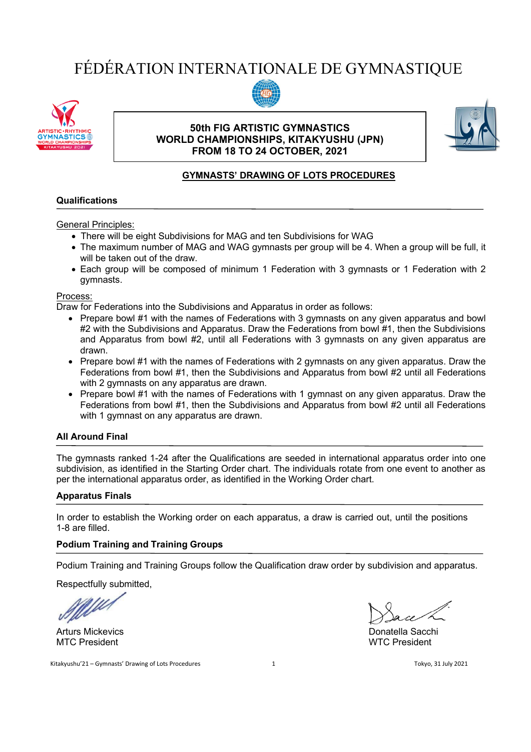# FÉDÉRATION INTERNATIONALE DE GYMNASTIQUE

**50th FIG ARTISTIC GYMNASTICS WORLD CHAMPIONSHIPS, KITAKYUSHU (JPN) FROM 18 TO 24 OCTOBER, 2021**

## GYMNASTS' DRAWING OF LOTS PROCEDURES

### Qualifications

General Principles:

- There will be eight Subdivisions for MAG and ten Subdivisions for WAG
- The maximum number of MAG and WAG gymnasts per group will be 4. When a group will be full, it will be taken out of the draw.
- Each group will be composed of minimum 1 Federation with 3 gymnasts or 1 Federation with 2 gymnasts.

Process:

Draw for Federations into the Subdivisions and Apparatus in order as follows:

- Prepare bowl #1 with the names of Federations with 3 gymnasts on any given apparatus and bowl #2 with the Subdivisions and Apparatus. Draw the Federations from bowl #1, then the Subdivisions and Apparatus from bowl #2, until all Federations with 3 gymnasts on any given apparatus are drawn.
- Prepare bowl #1 with the names of Federations with 2 gymnasts on any given apparatus. Draw the Federations from bowl #1, then the Subdivisions and Apparatus from bowl #2 until all Federations with 2 gymnasts on any apparatus are drawn.
- Prepare bowl #1 with the names of Federations with 1 gymnast on any given apparatus. Draw the Federations from bowl #1, then the Subdivisions and Apparatus from bowl #2 until all Federations with 1 gymnast on any apparatus are drawn.

### All Around Final

The gymnasts ranked 1-24 after the Qualifications are seeded in international apparatus order into one subdivision, as identified in the Starting Order chart. The individuals rotate from one event to another as per the international apparatus order, as identified in the Working Order chart.

### Apparatus Finals

In order to establish the Working order on each apparatus, a draw is carried out, until the positions 1-8 are filled.

### Podium Training and Training Groups

Podium Training and Training Groups follow the Qualification draw order by subdivision and apparatus.

Respectfully submitted,

Arturs Mickevics
MTC President

Donatella Sacchi
WTC President

Tokyo, 31 July 2021